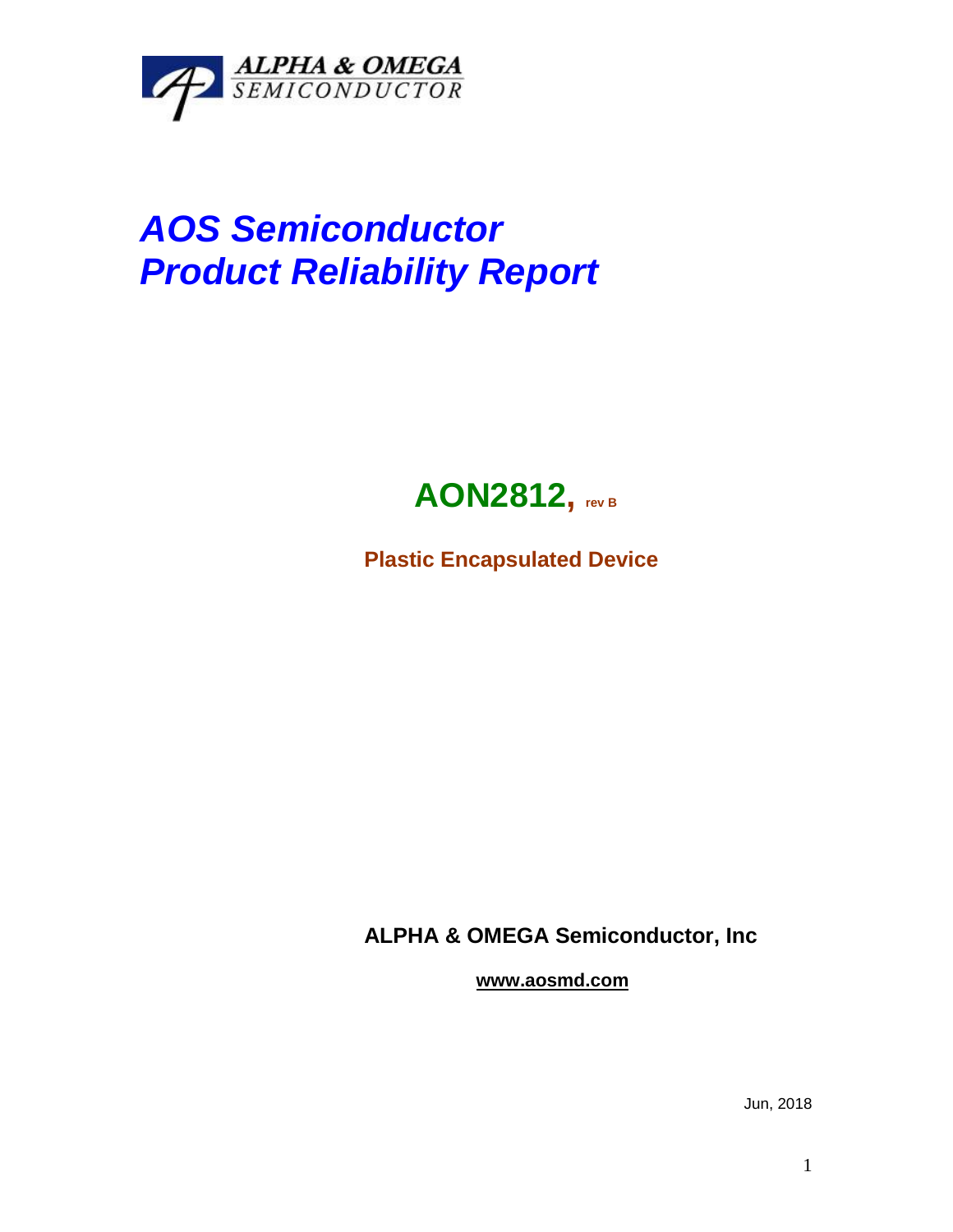ALPHA & OMEGA
SEMICONDUCTOR

# *AOS Semiconductor*
# *Product Reliability Report*

## AON2812, rev B

**Plastic Encapsulated Device**

**ALPHA & OMEGA Semiconductor, Inc**

**www.aosmd.com**

Jun, 2018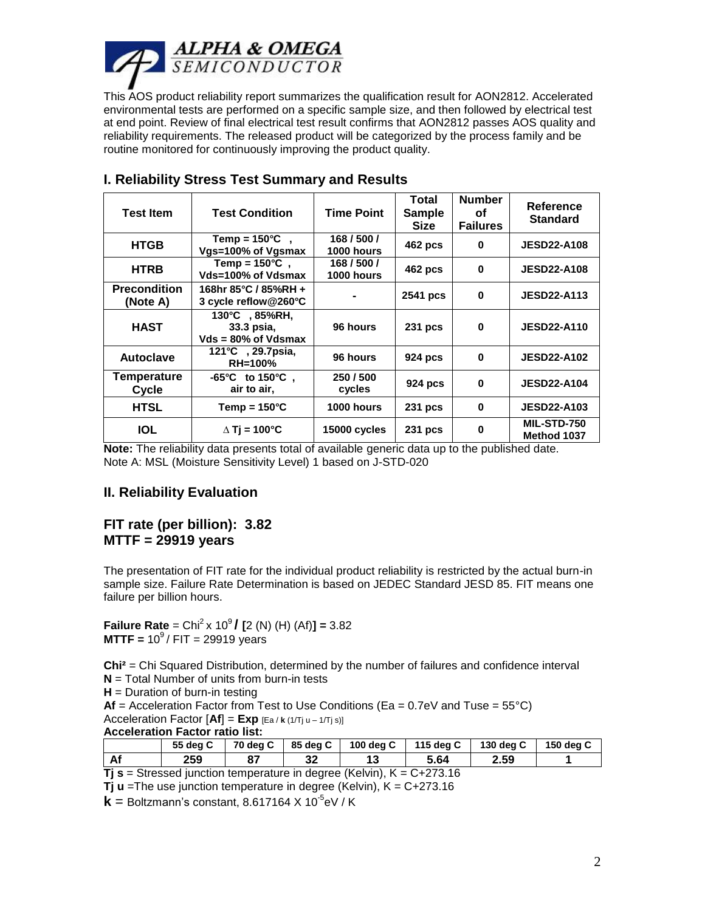ALPHA & OMEGA SEMICONDUCTOR

This AOS product reliability report summarizes the qualification result for AON2812. Accelerated environmental tests are performed on a specific sample size, and then followed by electrical test at end point. Review of final electrical test result confirms that AON2812 passes AOS quality and reliability requirements. The released product will be categorized by the process family and be routine monitored for continuously improving the product quality.

## I. Reliability Stress Test Summary and Results

| Test Item | Test Condition | Time Point | Total Sample Size | Number of Failures | Reference Standard |
|---|---|---|---|---|---|
| HTGB | Temp = 150°C , Vgs=100% of Vgsmax | 168 / 500 / 1000 hours | 462 pcs | 0 | JESD22-A108 |
| HTRB | Temp = 150°C , Vds=100% of Vdsmax | 168 / 500 / 1000 hours | 462 pcs | 0 | JESD22-A108 |
| Precondition (Note A) | 168hr 85°C / 85%RH + 3 cycle reflow@260°C | - | 2541 pcs | 0 | JESD22-A113 |
| HAST | 130°C , 85%RH, 33.3 psia, Vds = 80% of Vdsmax | 96 hours | 231 pcs | 0 | JESD22-A110 |
| Autoclave | 121°C , 29.7psia, RH=100% | 96 hours | 924 pcs | 0 | JESD22-A102 |
| Temperature Cycle | -65°C to 150°C , air to air, | 250 / 500 cycles | 924 pcs | 0 | JESD22-A104 |
| HTSL | Temp = 150°C | 1000 hours | 231 pcs | 0 | JESD22-A103 |
| IOL | $\Delta$ Tj = 100°C | 15000 cycles | 231 pcs | 0 | MIL-STD-750 Method 1037 |

**Note:** The reliability data presents total of available generic data up to the published date.
Note A: MSL (Moisture Sensitivity Level) 1 based on J-STD-020

## II. Reliability Evaluation

### FIT rate (per billion): 3.82
### MTTF = 29919 years

The presentation of FIT rate for the individual product reliability is restricted by the actual burn-in sample size. Failure Rate Determination is based on JEDEC Standard JESD 85. FIT means one failure per billion hours.

**Failure Rate** = $Chi^2 \times 10^9$ **/ [**2 (N) (H) (Af)**] =** 3.82
**MTTF =** $10^9$ / FIT = 29919 years

**Chi²** = Chi Squared Distribution, determined by the number of failures and confidence interval
**N** = Total Number of units from burn-in tests
**H** = Duration of burn-in testing
**Af** = Acceleration Factor from Test to Use Conditions (Ea = 0.7eV and Tuse = 55°C)
Acceleration Factor [**Af**] = **Exp** [Ea / **k** (1/Tj u – 1/Tj s)]

**Acceleration Factor ratio list:**

| | 55 deg C | 70 deg C | 85 deg C | 100 deg C | 115 deg C | 130 deg C | 150 deg C |
|---|---|---|---|---|---|---|---|
| Af | 259 | 87 | 32 | 13 | 5.64 | 2.59 | 1 |

**Tj s** = Stressed junction temperature in degree (Kelvin), K = C+273.16
**Tj u** =The use junction temperature in degree (Kelvin), K = C+273.16
**k** = Boltzmann's constant, 8.617164 X $10^{-5}$eV / K